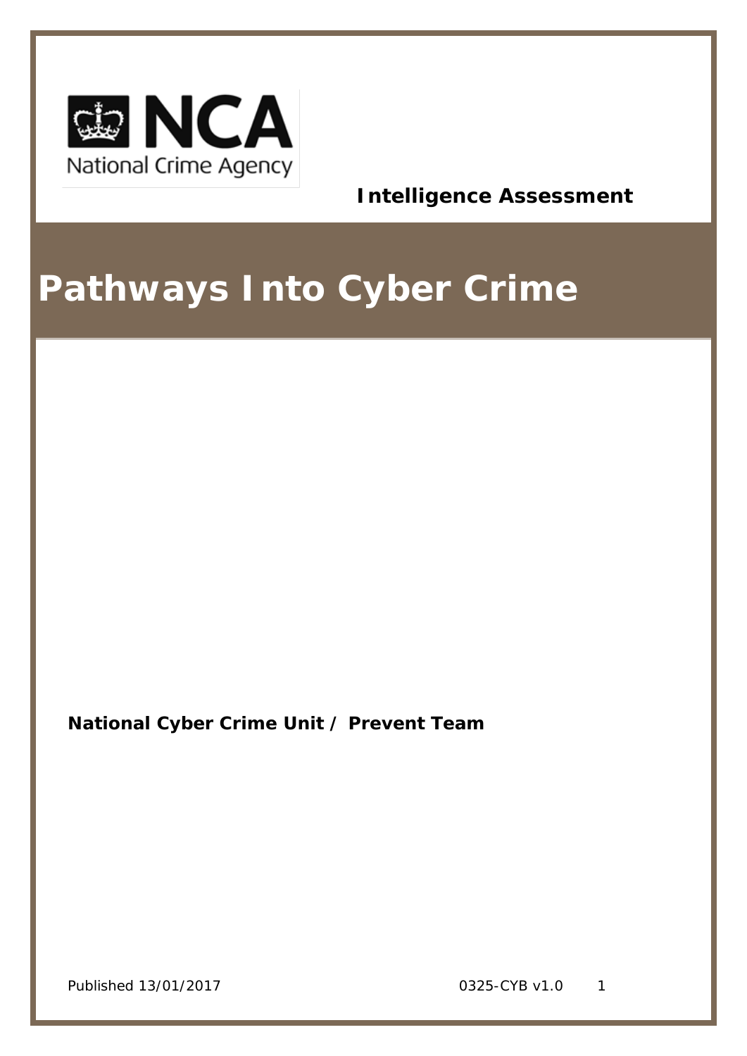NCA
National Crime Agency

**Intelligence Assessment**

# Pathways Into Cyber Crime

**National Cyber Crime Unit / Prevent Team**

Published 13/01/2017

0325-CYB v1.0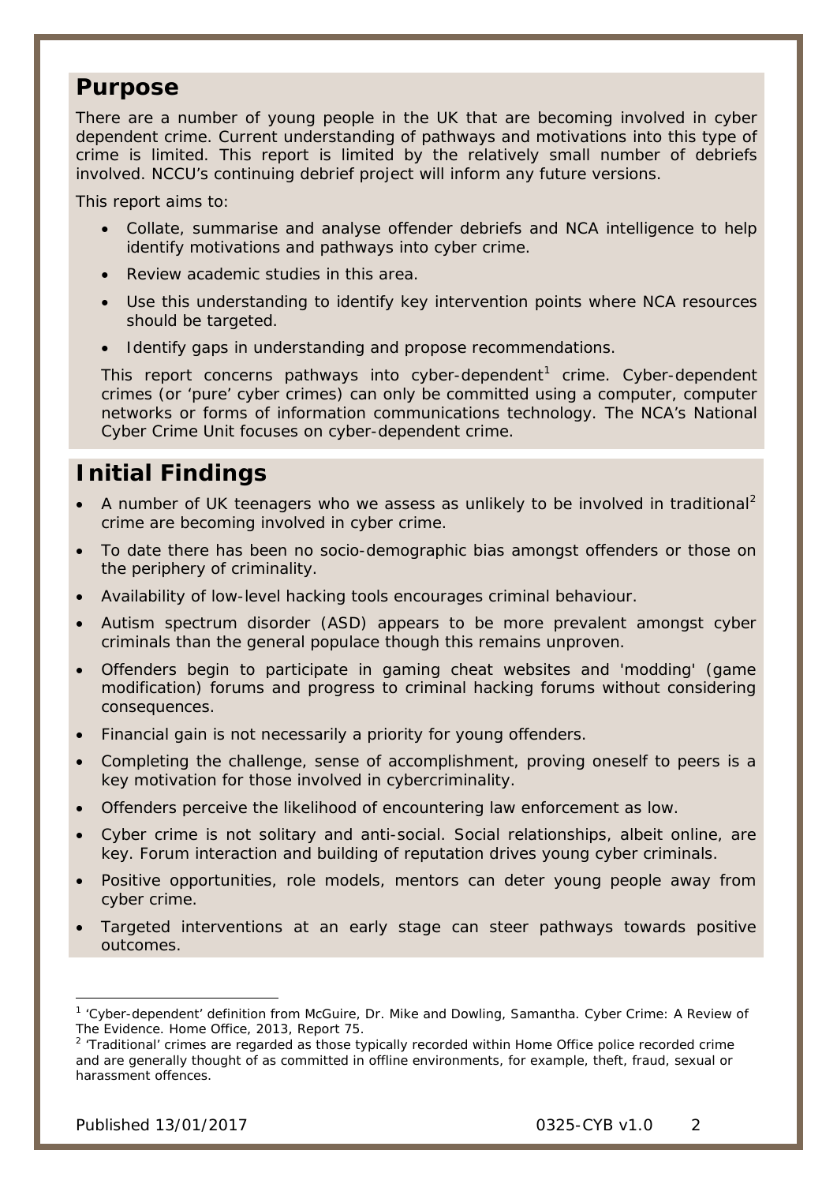## Purpose

There are a number of young people in the UK that are becoming involved in cyber dependent crime. Current understanding of pathways and motivations into this type of crime is limited. This report is limited by the relatively small number of debriefs involved. NCCU's continuing debrief project will inform any future versions.

This report aims to:

- Collate, summarise and analyse offender debriefs and NCA intelligence to help identify motivations and pathways into cyber crime.
- Review academic studies in this area.
- Use this understanding to identify key intervention points where NCA resources should be targeted.
- Identify gaps in understanding and propose recommendations.

This report concerns pathways into cyber-dependent[1] crime. Cyber-dependent crimes (or 'pure' cyber crimes) can only be committed using a computer, computer networks or forms of information communications technology. The NCA's National Cyber Crime Unit focuses on cyber-dependent crime.

## Initial Findings

- A number of UK teenagers who we assess as unlikely to be involved in traditional[2] crime are becoming involved in cyber crime.
- To date there has been no socio-demographic bias amongst offenders or those on the periphery of criminality.
- Availability of low-level hacking tools encourages criminal behaviour.
- Autism spectrum disorder (ASD) appears to be more prevalent amongst cyber criminals than the general populace though this remains unproven.
- Offenders begin to participate in gaming cheat websites and 'modding' (game modification) forums and progress to criminal hacking forums without considering consequences.
- Financial gain is not necessarily a priority for young offenders.
- Completing the challenge, sense of accomplishment, proving oneself to peers is a key motivation for those involved in cybercriminality.
- Offenders perceive the likelihood of encountering law enforcement as low.
- Cyber crime is not solitary and anti-social. Social relationships, albeit online, are key. Forum interaction and building of reputation drives young cyber criminals.
- Positive opportunities, role models, mentors can deter young people away from cyber crime.
- Targeted interventions at an early stage can steer pathways towards positive outcomes.

---

[1] 'Cyber-dependent' definition from McGuire, Dr. Mike and Dowling, Samantha. Cyber Crime: A Review of The Evidence. Home Office, 2013, Report 75.

[2] 'Traditional' crimes are regarded as those typically recorded within Home Office police recorded crime and are generally thought of as committed in offline environments, for example, theft, fraud, sexual or harassment offences.

Published 13/01/2017 0325-CYB v1.0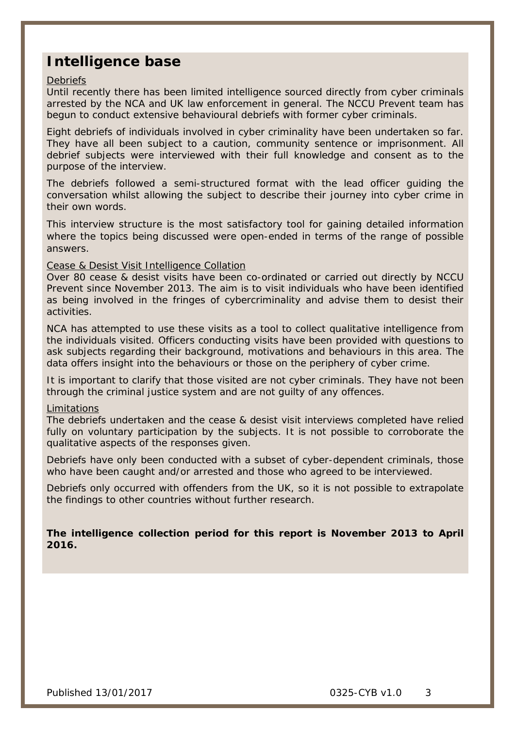# Intelligence base

Debriefs

Until recently there has been limited intelligence sourced directly from cyber criminals arrested by the NCA and UK law enforcement in general. The NCCU Prevent team has begun to conduct extensive behavioural debriefs with former cyber criminals.

Eight debriefs of individuals involved in cyber criminality have been undertaken so far. They have all been subject to a caution, community sentence or imprisonment. All debrief subjects were interviewed with their full knowledge and consent as to the purpose of the interview.

The debriefs followed a semi-structured format with the lead officer guiding the conversation whilst allowing the subject to describe their journey into cyber crime in their own words.

This interview structure is the most satisfactory tool for gaining detailed information where the topics being discussed were open-ended in terms of the range of possible answers.

Cease & Desist Visit Intelligence Collation

Over 80 cease & desist visits have been co-ordinated or carried out directly by NCCU Prevent since November 2013. The aim is to visit individuals who have been identified as being involved in the fringes of cybercriminality and advise them to desist their activities.

NCA has attempted to use these visits as a tool to collect qualitative intelligence from the individuals visited. Officers conducting visits have been provided with questions to ask subjects regarding their background, motivations and behaviours in this area. The data offers insight into the behaviours or those on the periphery of cyber crime.

It is important to clarify that those visited are not cyber criminals. They have not been through the criminal justice system and are not guilty of any offences.

Limitations

The debriefs undertaken and the cease & desist visit interviews completed have relied fully on voluntary participation by the subjects. It is not possible to corroborate the qualitative aspects of the responses given.

Debriefs have only been conducted with a subset of cyber-dependent criminals, those who have been caught and/or arrested and those who agreed to be interviewed.

Debriefs only occurred with offenders from the UK, so it is not possible to extrapolate the findings to other countries without further research.

**The intelligence collection period for this report is November 2013 to April 2016.**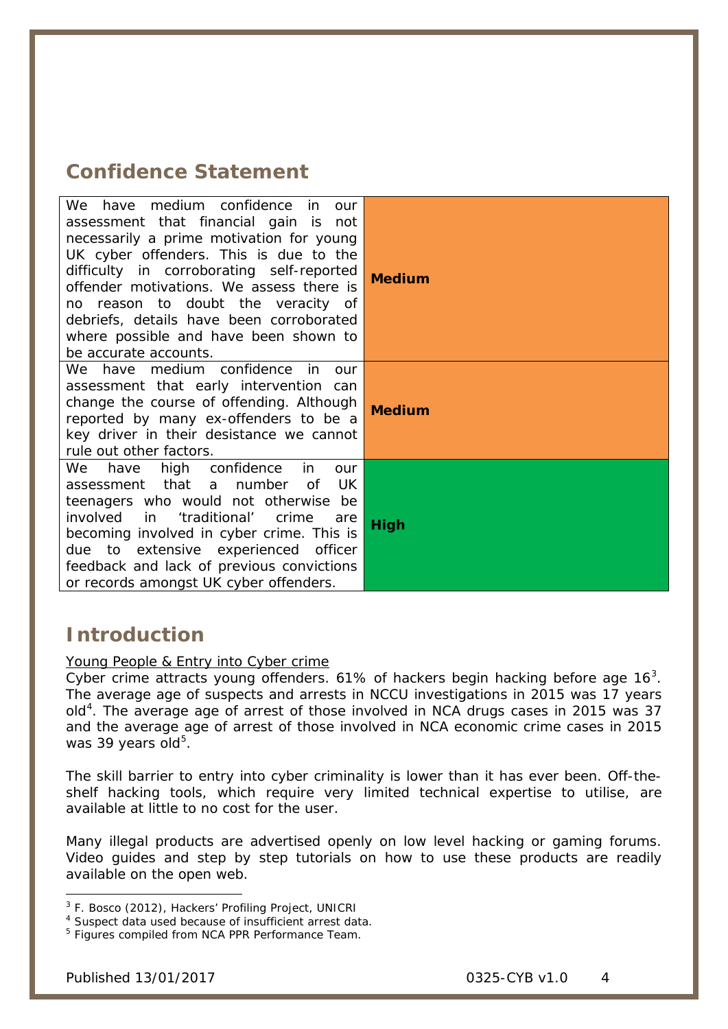## Confidence Statement

| | |
|---|---|
| We have medium confidence in our assessment that financial gain is not necessarily a prime motivation for young UK cyber offenders. This is due to the difficulty in corroborating self-reported offender motivations. We assess there is no reason to doubt the veracity of debriefs, details have been corroborated where possible and have been shown to be accurate accounts. | **Medium** |
| We have medium confidence in our assessment that early intervention can change the course of offending. Although reported by many ex-offenders to be a key driver in their desistance we cannot rule out other factors. | **Medium** |
| We have high confidence in our assessment that a number of UK teenagers who would not otherwise be involved in 'traditional' crime are becoming involved in cyber crime. This is due to extensive experienced officer feedback and lack of previous convictions or records amongst UK cyber offenders. | **High** |

## Introduction

Young People & Entry into Cyber crime

Cyber crime attracts young offenders. 61% of hackers begin hacking before age 16[3]. The average age of suspects and arrests in NCCU investigations in 2015 was 17 years old[4]. The average age of arrest of those involved in NCA drugs cases in 2015 was 37 and the average age of arrest of those involved in NCA economic crime cases in 2015 was 39 years old[5].

The skill barrier to entry into cyber criminality is lower than it has ever been. Off-the-shelf hacking tools, which require very limited technical expertise to utilise, are available at little to no cost for the user.

Many illegal products are advertised openly on low level hacking or gaming forums. Video guides and step by step tutorials on how to use these products are readily available on the open web.

---

[3] F. Bosco (2012), Hackers' Profiling Project, UNICRI
[4] Suspect data used because of insufficient arrest data.
[5] Figures compiled from NCA PPR Performance Team.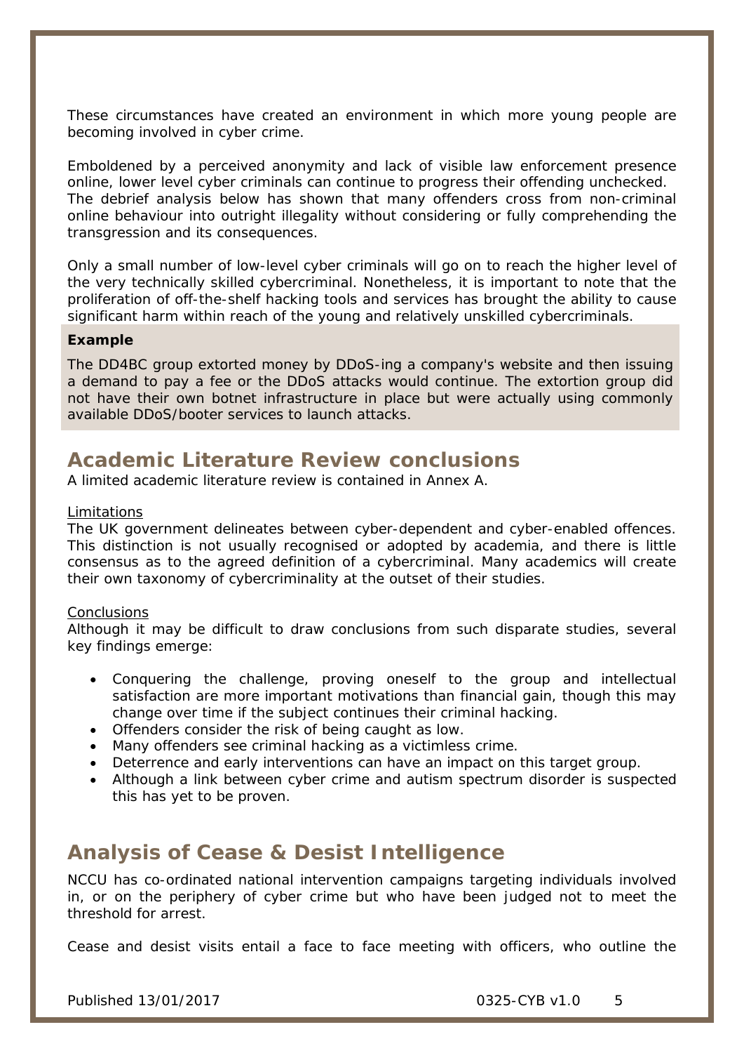These circumstances have created an environment in which more young people are becoming involved in cyber crime.

Emboldened by a perceived anonymity and lack of visible law enforcement presence online, lower level cyber criminals can continue to progress their offending unchecked. The debrief analysis below has shown that many offenders cross from non-criminal online behaviour into outright illegality without considering or fully comprehending the transgression and its consequences.

Only a small number of low-level cyber criminals will go on to reach the higher level of the very technically skilled cybercriminal. Nonetheless, it is important to note that the proliferation of off-the-shelf hacking tools and services has brought the ability to cause significant harm within reach of the young and relatively unskilled cybercriminals.

**Example**

The DD4BC group extorted money by DDoS-ing a company's website and then issuing a demand to pay a fee or the DDoS attacks would continue. The extortion group did not have their own botnet infrastructure in place but were actually using commonly available DDoS/booter services to launch attacks.

## Academic Literature Review conclusions

A limited academic literature review is contained in Annex A.

<u>Limitations</u>
The UK government delineates between cyber-dependent and cyber-enabled offences. This distinction is not usually recognised or adopted by academia, and there is little consensus as to the agreed definition of a cybercriminal. Many academics will create their own taxonomy of cybercriminality at the outset of their studies.

<u>Conclusions</u>
Although it may be difficult to draw conclusions from such disparate studies, several key findings emerge:

- Conquering the challenge, proving oneself to the group and intellectual satisfaction are more important motivations than financial gain, though this may change over time if the subject continues their criminal hacking.
- Offenders consider the risk of being caught as low.
- Many offenders see criminal hacking as a victimless crime.
- Deterrence and early interventions can have an impact on this target group.
- Although a link between cyber crime and autism spectrum disorder is suspected this has yet to be proven.

## Analysis of Cease & Desist Intelligence

NCCU has co-ordinated national intervention campaigns targeting individuals involved in, or on the periphery of cyber crime but who have been judged not to meet the threshold for arrest.

Cease and desist visits entail a face to face meeting with officers, who outline the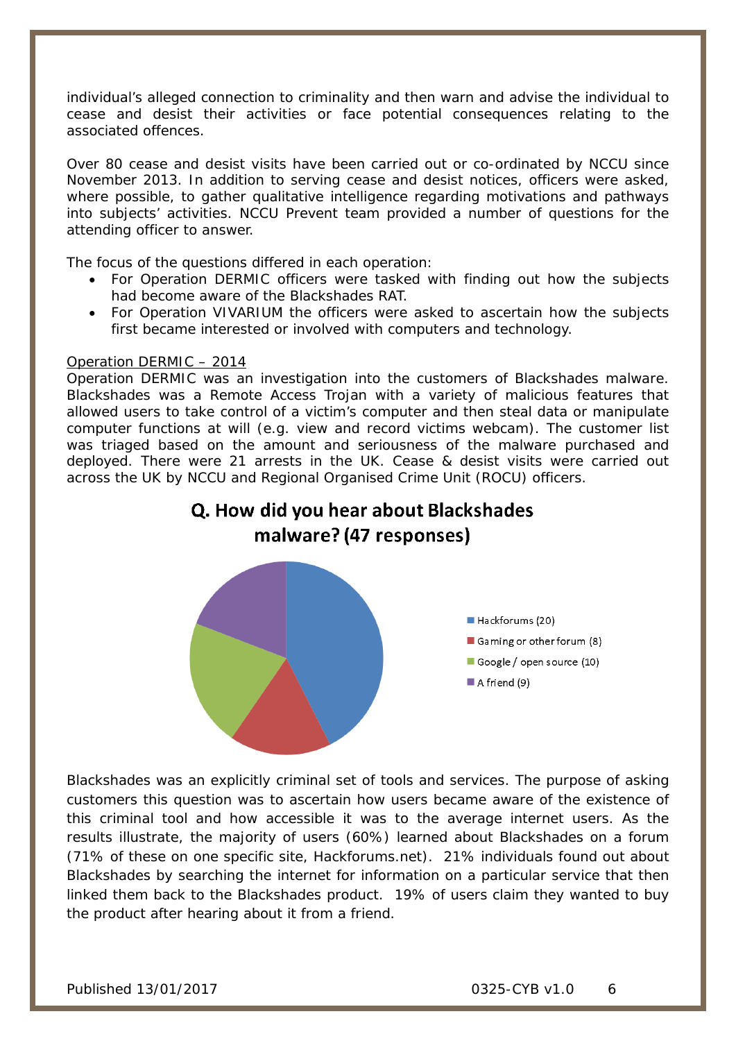individual's alleged connection to criminality and then warn and advise the individual to cease and desist their activities or face potential consequences relating to the associated offences.

Over 80 cease and desist visits have been carried out or co-ordinated by NCCU since November 2013. In addition to serving cease and desist notices, officers were asked, where possible, to gather qualitative intelligence regarding motivations and pathways into subjects' activities. NCCU Prevent team provided a number of questions for the attending officer to answer.

The focus of the questions differed in each operation:

- For Operation DERMIC officers were tasked with finding out how the subjects had become aware of the Blackshades RAT.
- For Operation VIVARIUM the officers were asked to ascertain how the subjects first became interested or involved with computers and technology.

Operation DERMIC – 2014

Operation DERMIC was an investigation into the customers of Blackshades malware. Blackshades was a Remote Access Trojan with a variety of malicious features that allowed users to take control of a victim's computer and then steal data or manipulate computer functions at will (e.g. view and record victims webcam). The customer list was triaged based on the amount and seriousness of the malware purchased and deployed. There were 21 arrests in the UK. Cease & desist visits were carried out across the UK by NCCU and Regional Organised Crime Unit (ROCU) officers.

**Q. How did you hear about Blackshades malware? (47 responses)**

- Hackforums (20)
- Gaming or other forum (8)
- Google / open source (10)
- A friend (9)

Blackshades was an explicitly criminal set of tools and services. The purpose of asking customers this question was to ascertain how users became aware of the existence of this criminal tool and how accessible it was to the average internet users. As the results illustrate, the majority of users (60%) learned about Blackshades on a forum (71% of these on one specific site, Hackforums.net). 21% individuals found out about Blackshades by searching the internet for information on a particular service that then linked them back to the Blackshades product. 19% of users claim they wanted to buy the product after hearing about it from a friend.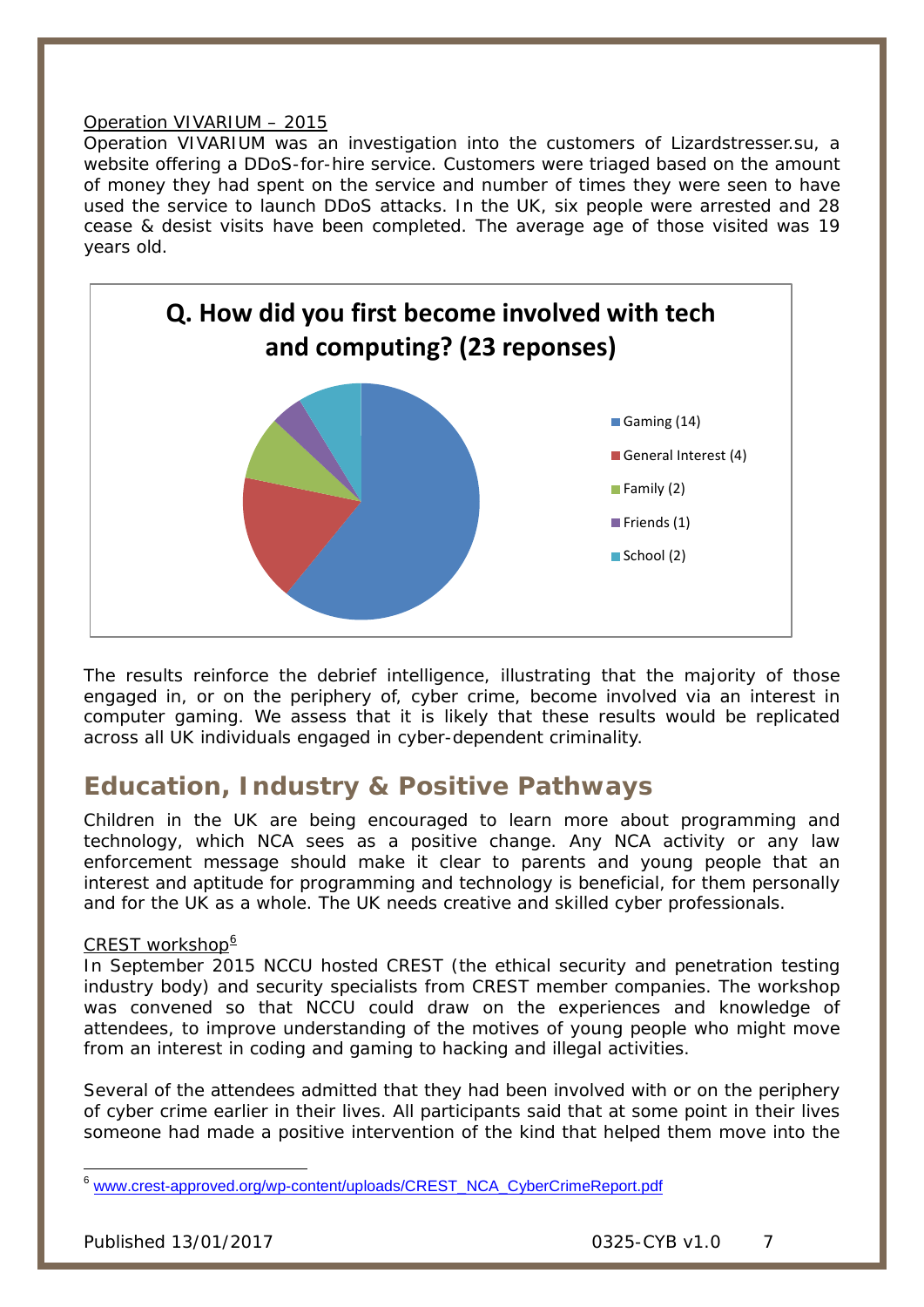Operation VIVARIUM – 2015

Operation VIVARIUM was an investigation into the customers of Lizardstresser.su, a website offering a DDoS-for-hire service. Customers were triaged based on the amount of money they had spent on the service and number of times they were seen to have used the service to launch DDoS attacks. In the UK, six people were arrested and 28 cease & desist visits have been completed. The average age of those visited was 19 years old.

**Q. How did you first become involved with tech and computing? (23 reponses)**

- Gaming (14)
- General Interest (4)
- Family (2)
- Friends (1)
- School (2)

The results reinforce the debrief intelligence, illustrating that the majority of those engaged in, or on the periphery of, cyber crime, become involved via an interest in computer gaming. We assess that it is likely that these results would be replicated across all UK individuals engaged in cyber-dependent criminality.

## Education, Industry & Positive Pathways

Children in the UK are being encouraged to learn more about programming and technology, which NCA sees as a positive change. Any NCA activity or any law enforcement message should make it clear to parents and young people that an interest and aptitude for programming and technology is beneficial, for them personally and for the UK as a whole. The UK needs creative and skilled cyber professionals.

CREST workshop[6]

In September 2015 NCCU hosted CREST (the ethical security and penetration testing industry body) and security specialists from CREST member companies. The workshop was convened so that NCCU could draw on the experiences and knowledge of attendees, to improve understanding of the motives of young people who might move from an interest in coding and gaming to hacking and illegal activities.

Several of the attendees admitted that they had been involved with or on the periphery of cyber crime earlier in their lives. All participants said that at some point in their lives someone had made a positive intervention of the kind that helped them move into the

[6] www.crest-approved.org/wp-content/uploads/CREST_NCA_CyberCrimeReport.pdf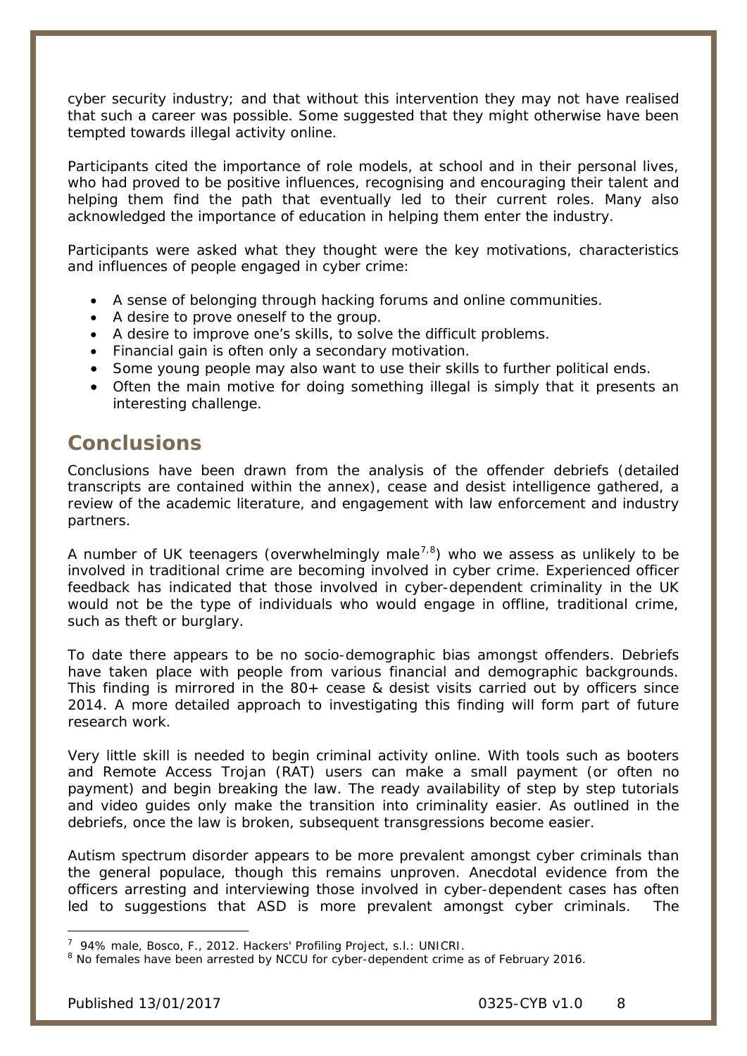cyber security industry; and that without this intervention they may not have realised that such a career was possible. Some suggested that they might otherwise have been tempted towards illegal activity online.

Participants cited the importance of role models, at school and in their personal lives, who had proved to be positive influences, recognising and encouraging their talent and helping them find the path that eventually led to their current roles. Many also acknowledged the importance of education in helping them enter the industry.

Participants were asked what they thought were the key motivations, characteristics and influences of people engaged in cyber crime:

- A sense of belonging through hacking forums and online communities.
- A desire to prove oneself to the group.
- A desire to improve one's skills, to solve the difficult problems.
- Financial gain is often only a secondary motivation.
- Some young people may also want to use their skills to further political ends.
- Often the main motive for doing something illegal is simply that it presents an interesting challenge.

## Conclusions

Conclusions have been drawn from the analysis of the offender debriefs (detailed transcripts are contained within the annex), cease and desist intelligence gathered, a review of the academic literature, and engagement with law enforcement and industry partners.

A number of UK teenagers (overwhelmingly male[7,8]) who we assess as unlikely to be involved in traditional crime are becoming involved in cyber crime. Experienced officer feedback has indicated that those involved in cyber-dependent criminality in the UK would not be the type of individuals who would engage in offline, traditional crime, such as theft or burglary.

To date there appears to be no socio-demographic bias amongst offenders. Debriefs have taken place with people from various financial and demographic backgrounds. This finding is mirrored in the 80+ cease & desist visits carried out by officers since 2014. A more detailed approach to investigating this finding will form part of future research work.

Very little skill is needed to begin criminal activity online. With tools such as booters and Remote Access Trojan (RAT) users can make a small payment (or often no payment) and begin breaking the law. The ready availability of step by step tutorials and video guides only make the transition into criminality easier. As outlined in the debriefs, once the law is broken, subsequent transgressions become easier.

Autism spectrum disorder appears to be more prevalent amongst cyber criminals than the general populace, though this remains unproven. Anecdotal evidence from the officers arresting and interviewing those involved in cyber-dependent cases has often led to suggestions that ASD is more prevalent amongst cyber criminals. The

[7] 94% male, Bosco, F., 2012. Hackers' Profiling Project, s.l.: UNICRI.

[8] No females have been arrested by NCCU for cyber-dependent crime as of February 2016.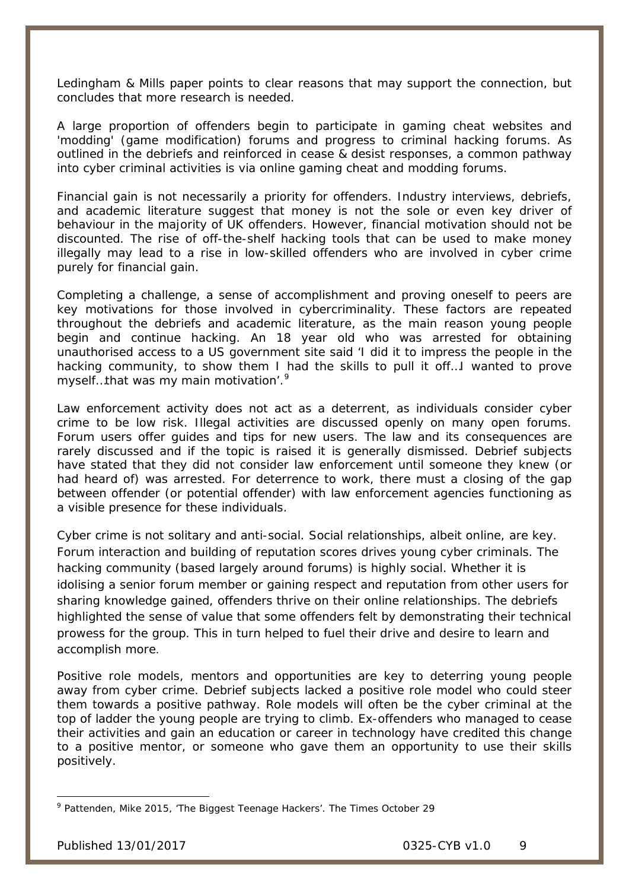Ledingham & Mills paper points to clear reasons that may support the connection, but concludes that more research is needed.

A large proportion of offenders begin to participate in gaming cheat websites and 'modding' (game modification) forums and progress to criminal hacking forums. As outlined in the debriefs and reinforced in cease & desist responses, a common pathway into cyber criminal activities is via online gaming cheat and modding forums.

Financial gain is not necessarily a priority for offenders. Industry interviews, debriefs, and academic literature suggest that money is not the sole or even key driver of behaviour in the majority of UK offenders. However, financial motivation should not be discounted. The rise of off-the-shelf hacking tools that can be used to make money illegally may lead to a rise in low-skilled offenders who are involved in cyber crime purely for financial gain.

Completing a challenge, a sense of accomplishment and proving oneself to peers are key motivations for those involved in cybercriminality. These factors are repeated throughout the debriefs and academic literature, as the main reason young people begin and continue hacking. An 18 year old who was arrested for obtaining unauthorised access to a US government site said 'I did it to impress the people in the hacking community, to show them I had the skills to pull it off…I wanted to prove myself…that was my main motivation'.[9]

Law enforcement activity does not act as a deterrent, as individuals consider cyber crime to be low risk. Illegal activities are discussed openly on many open forums. Forum users offer guides and tips for new users. The law and its consequences are rarely discussed and if the topic is raised it is generally dismissed. Debrief subjects have stated that they did not consider law enforcement until someone they knew (or had heard of) was arrested. For deterrence to work, there must a closing of the gap between offender (or potential offender) with law enforcement agencies functioning as a visible presence for these individuals.

Cyber crime is not solitary and anti-social. Social relationships, albeit online, are key. Forum interaction and building of reputation scores drives young cyber criminals. The hacking community (based largely around forums) is highly social. Whether it is idolising a senior forum member or gaining respect and reputation from other users for sharing knowledge gained, offenders thrive on their online relationships. The debriefs highlighted the sense of value that some offenders felt by demonstrating their technical prowess for the group. This in turn helped to fuel their drive and desire to learn and accomplish more.

Positive role models, mentors and opportunities are key to deterring young people away from cyber crime. Debrief subjects lacked a positive role model who could steer them towards a positive pathway. Role models will often be the cyber criminal at the top of ladder the young people are trying to climb. Ex-offenders who managed to cease their activities and gain an education or career in technology have credited this change to a positive mentor, or someone who gave them an opportunity to use their skills positively.

[9] Pattenden, Mike 2015, 'The Biggest Teenage Hackers'. The Times October 29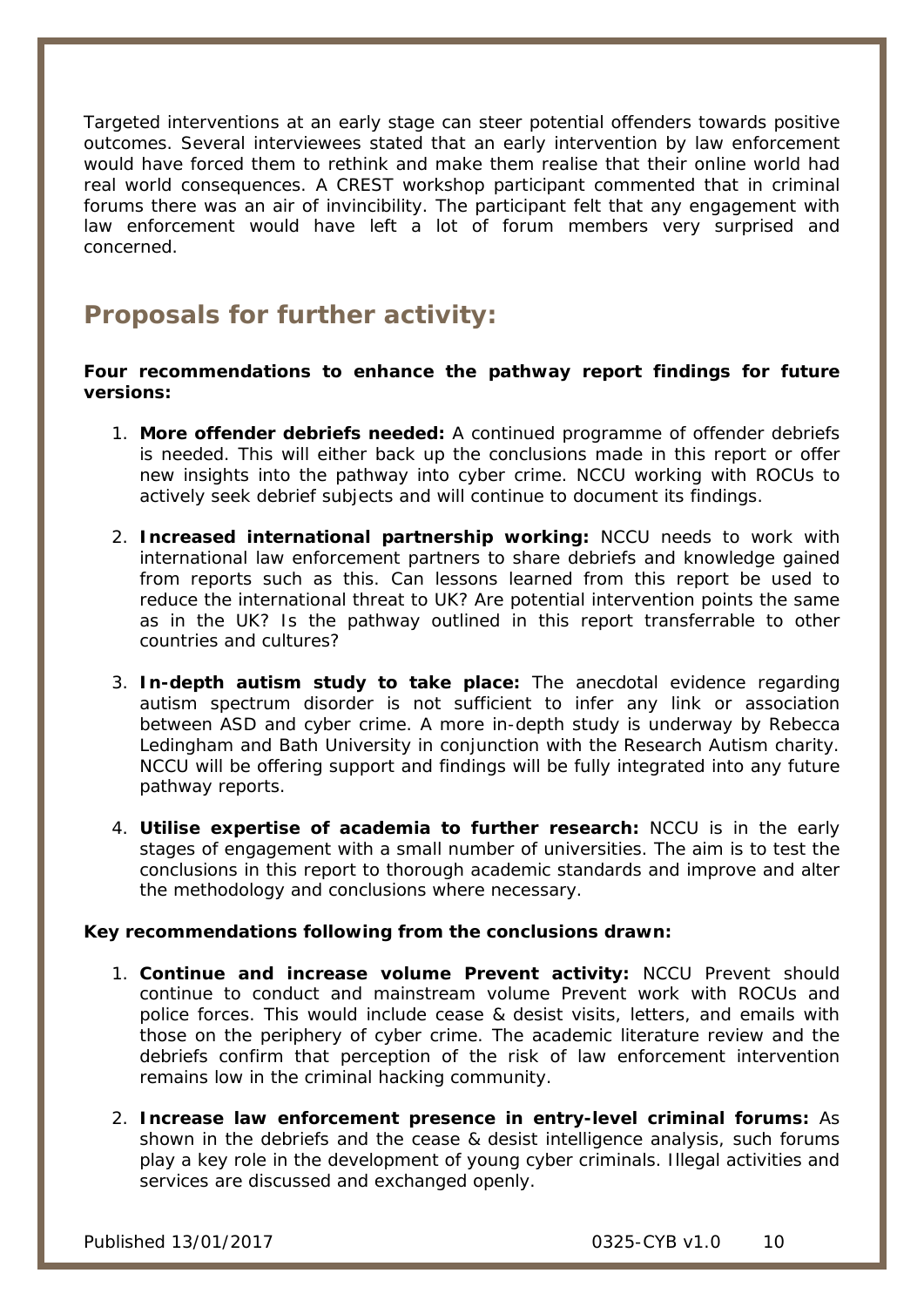Targeted interventions at an early stage can steer potential offenders towards positive outcomes. Several interviewees stated that an early intervention by law enforcement would have forced them to rethink and make them realise that their online world had real world consequences. A CREST workshop participant commented that in criminal forums there was an air of invincibility. The participant felt that any engagement with law enforcement would have left a lot of forum members very surprised and concerned.

## Proposals for further activity:

**Four recommendations to enhance the pathway report findings for future versions:**

1. **More offender debriefs needed:** A continued programme of offender debriefs is needed. This will either back up the conclusions made in this report or offer new insights into the pathway into cyber crime. NCCU working with ROCUs to actively seek debrief subjects and will continue to document its findings.

2. **Increased international partnership working:** NCCU needs to work with international law enforcement partners to share debriefs and knowledge gained from reports such as this. Can lessons learned from this report be used to reduce the international threat to UK? Are potential intervention points the same as in the UK? Is the pathway outlined in this report transferrable to other countries and cultures?

3. **In-depth autism study to take place:** The anecdotal evidence regarding autism spectrum disorder is not sufficient to infer any link or association between ASD and cyber crime. A more in-depth study is underway by Rebecca Ledingham and Bath University in conjunction with the Research Autism charity. NCCU will be offering support and findings will be fully integrated into any future pathway reports.

4. **Utilise expertise of academia to further research:** NCCU is in the early stages of engagement with a small number of universities. The aim is to test the conclusions in this report to thorough academic standards and improve and alter the methodology and conclusions where necessary.

**Key recommendations following from the conclusions drawn:**

1. **Continue and increase volume Prevent activity:** NCCU Prevent should continue to conduct and mainstream volume Prevent work with ROCUs and police forces. This would include cease & desist visits, letters, and emails with those on the periphery of cyber crime. The academic literature review and the debriefs confirm that perception of the risk of law enforcement intervention remains low in the criminal hacking community.

2. **Increase law enforcement presence in entry-level criminal forums:** As shown in the debriefs and the cease & desist intelligence analysis, such forums play a key role in the development of young cyber criminals. Illegal activities and services are discussed and exchanged openly.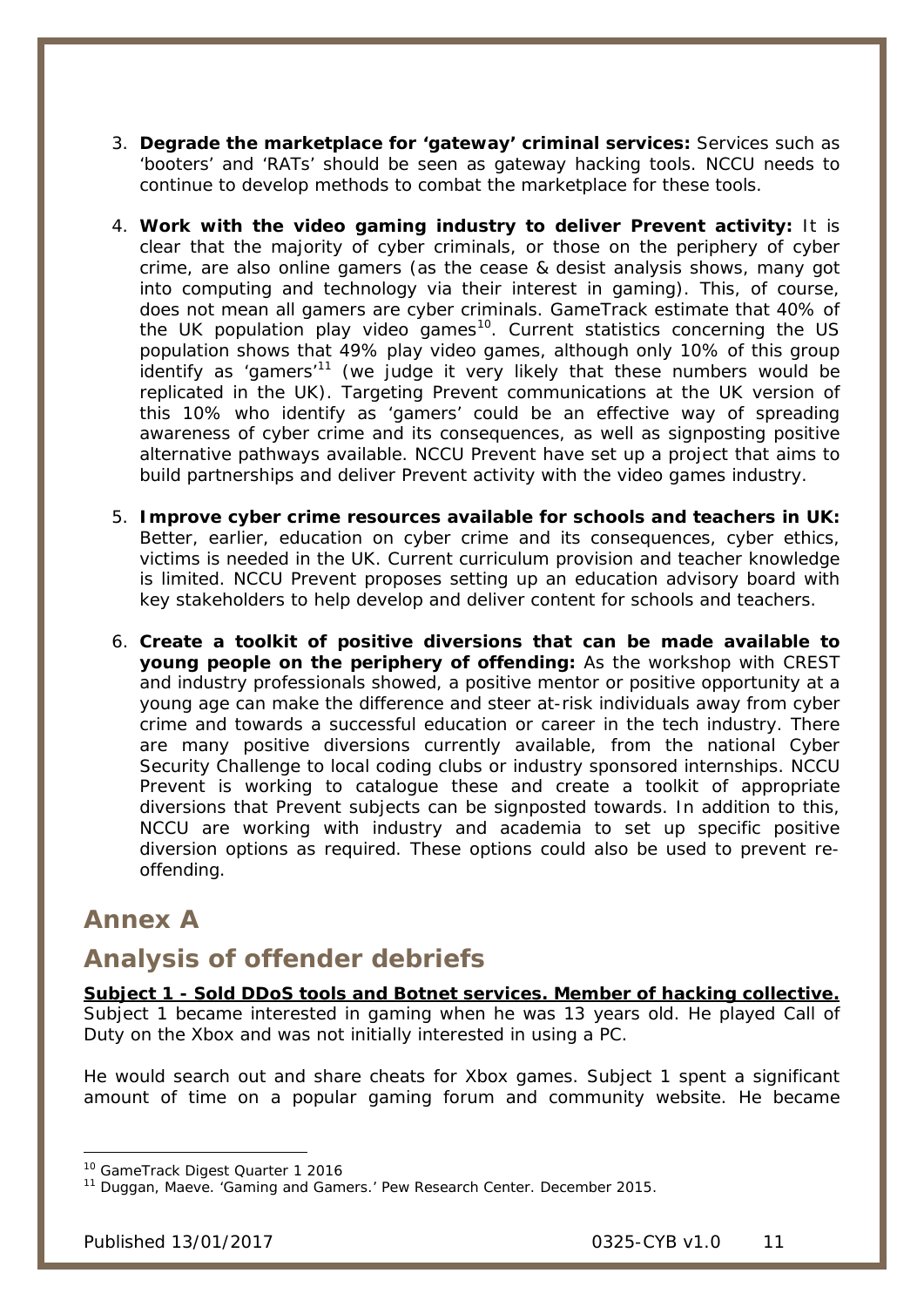3. **Degrade the marketplace for 'gateway' criminal services:** Services such as 'booters' and 'RATs' should be seen as gateway hacking tools. NCCU needs to continue to develop methods to combat the marketplace for these tools.

4. **Work with the video gaming industry to deliver Prevent activity:** It is clear that the majority of cyber criminals, or those on the periphery of cyber crime, are also online gamers (as the cease & desist analysis shows, many got into computing and technology via their interest in gaming). This, of course, does not mean all gamers are cyber criminals. GameTrack estimate that 40% of the UK population play video games[10]. Current statistics concerning the US population shows that 49% play video games, although only 10% of this group identify as 'gamers'[11] (we judge it very likely that these numbers would be replicated in the UK). Targeting Prevent communications at the UK version of this 10% who identify as 'gamers' could be an effective way of spreading awareness of cyber crime and its consequences, as well as signposting positive alternative pathways available. NCCU Prevent have set up a project that aims to build partnerships and deliver Prevent activity with the video games industry.

5. **Improve cyber crime resources available for schools and teachers in UK:** Better, earlier, education on cyber crime and its consequences, cyber ethics, victims is needed in the UK. Current curriculum provision and teacher knowledge is limited. NCCU Prevent proposes setting up an education advisory board with key stakeholders to help develop and deliver content for schools and teachers.

6. **Create a toolkit of positive diversions that can be made available to young people on the periphery of offending:** As the workshop with CREST and industry professionals showed, a positive mentor or positive opportunity at a young age can make the difference and steer at-risk individuals away from cyber crime and towards a successful education or career in the tech industry. There are many positive diversions currently available, from the national Cyber Security Challenge to local coding clubs or industry sponsored internships. NCCU Prevent is working to catalogue these and create a toolkit of appropriate diversions that Prevent subjects can be signposted towards. In addition to this, NCCU are working with industry and academia to set up specific positive diversion options as required. These options could also be used to prevent re-offending.

# Annex A

# Analysis of offender debriefs

**Subject 1 - Sold DDoS tools and Botnet services. Member of hacking collective.**

Subject 1 became interested in gaming when he was 13 years old. He played Call of Duty on the Xbox and was not initially interested in using a PC.

He would search out and share cheats for Xbox games. Subject 1 spent a significant amount of time on a popular gaming forum and community website. He became

---

[10] GameTrack Digest Quarter 1 2016

[11] Duggan, Maeve. 'Gaming and Gamers.' Pew Research Center. December 2015.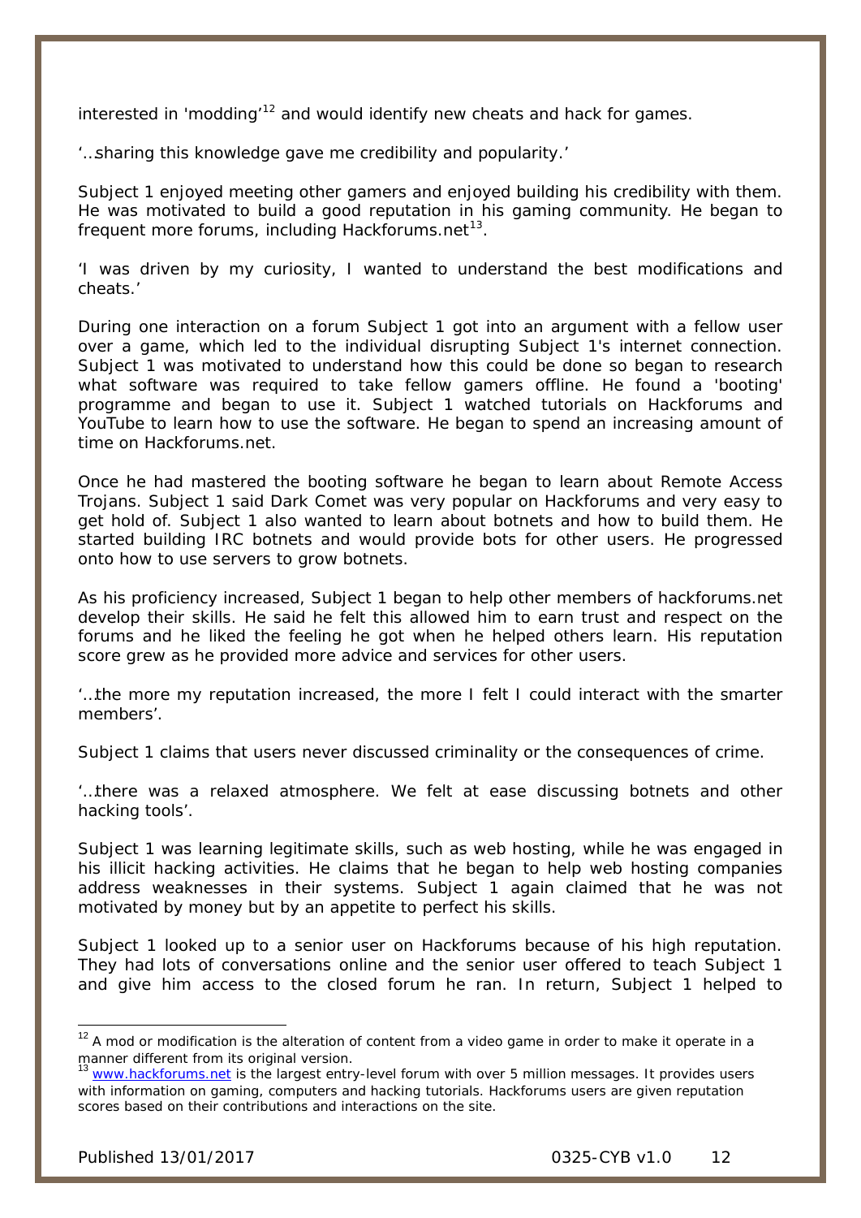interested in 'modding'[12] and would identify new cheats and hack for games.

'…sharing this knowledge gave me credibility and popularity.'

Subject 1 enjoyed meeting other gamers and enjoyed building his credibility with them. He was motivated to build a good reputation in his gaming community. He began to frequent more forums, including Hackforums.net[13].

'I was driven by my curiosity, I wanted to understand the best modifications and cheats.'

During one interaction on a forum Subject 1 got into an argument with a fellow user over a game, which led to the individual disrupting Subject 1's internet connection. Subject 1 was motivated to understand how this could be done so began to research what software was required to take fellow gamers offline. He found a 'booting' programme and began to use it. Subject 1 watched tutorials on Hackforums and YouTube to learn how to use the software. He began to spend an increasing amount of time on Hackforums.net.

Once he had mastered the booting software he began to learn about Remote Access Trojans. Subject 1 said Dark Comet was very popular on Hackforums and very easy to get hold of. Subject 1 also wanted to learn about botnets and how to build them. He started building IRC botnets and would provide bots for other users. He progressed onto how to use servers to grow botnets.

As his proficiency increased, Subject 1 began to help other members of hackforums.net develop their skills. He said he felt this allowed him to earn trust and respect on the forums and he liked the feeling he got when he helped others learn. His reputation score grew as he provided more advice and services for other users.

'…the more my reputation increased, the more I felt I could interact with the smarter members'.

Subject 1 claims that users never discussed criminality or the consequences of crime.

'…there was a relaxed atmosphere. We felt at ease discussing botnets and other hacking tools'.

Subject 1 was learning legitimate skills, such as web hosting, while he was engaged in his illicit hacking activities. He claims that he began to help web hosting companies address weaknesses in their systems. Subject 1 again claimed that he was not motivated by money but by an appetite to perfect his skills.

Subject 1 looked up to a senior user on Hackforums because of his high reputation. They had lots of conversations online and the senior user offered to teach Subject 1 and give him access to the closed forum he ran. In return, Subject 1 helped to

---

[12] A mod or modification is the alteration of content from a video game in order to make it operate in a manner different from its original version.

[13] www.hackforums.net is the largest entry-level forum with over 5 million messages. It provides users with information on gaming, computers and hacking tutorials. Hackforums users are given reputation scores based on their contributions and interactions on the site.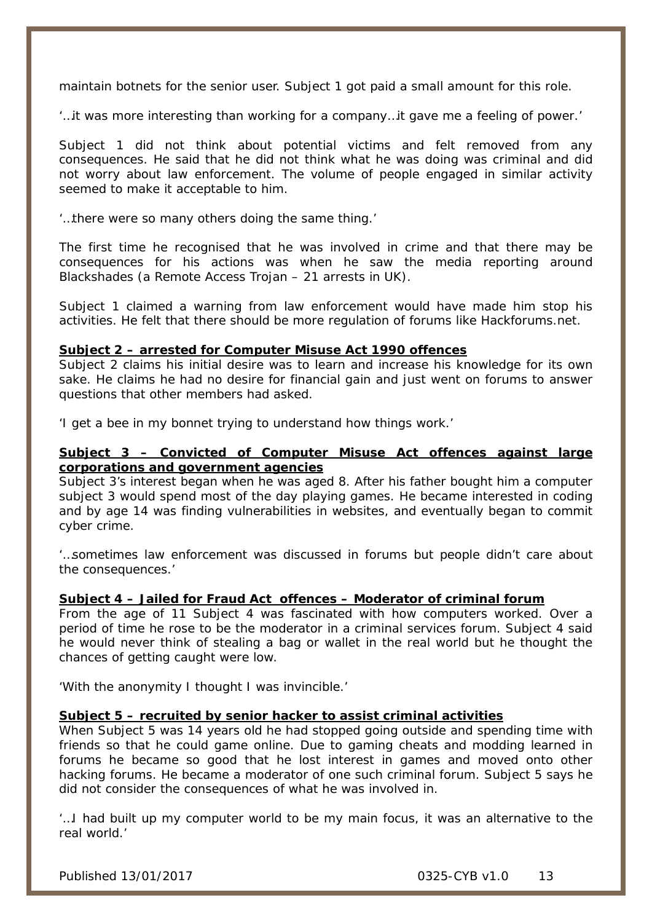maintain botnets for the senior user. Subject 1 got paid a small amount for this role.

'…it was more interesting than working for a company…it gave me a feeling of power.'

Subject 1 did not think about potential victims and felt removed from any consequences. He said that he did not think what he was doing was criminal and did not worry about law enforcement. The volume of people engaged in similar activity seemed to make it acceptable to him.

'…there were so many others doing the same thing.'

The first time he recognised that he was involved in crime and that there may be consequences for his actions was when he saw the media reporting around Blackshades (a Remote Access Trojan – 21 arrests in UK).

Subject 1 claimed a warning from law enforcement would have made him stop his activities. He felt that there should be more regulation of forums like Hackforums.net.

**Subject 2 – arrested for Computer Misuse Act 1990 offences**

Subject 2 claims his initial desire was to learn and increase his knowledge for its own sake. He claims he had no desire for financial gain and just went on forums to answer questions that other members had asked.

'I get a bee in my bonnet trying to understand how things work.'

**Subject 3 – Convicted of Computer Misuse Act offences against large corporations and government agencies**

Subject 3's interest began when he was aged 8. After his father bought him a computer subject 3 would spend most of the day playing games. He became interested in coding and by age 14 was finding vulnerabilities in websites, and eventually began to commit cyber crime.

'…sometimes law enforcement was discussed in forums but people didn't care about the consequences.'

**Subject 4 – Jailed for Fraud Act offences – Moderator of criminal forum**

From the age of 11 Subject 4 was fascinated with how computers worked. Over a period of time he rose to be the moderator in a criminal services forum. Subject 4 said he would never think of stealing a bag or wallet in the real world but he thought the chances of getting caught were low.

'With the anonymity I thought I was invincible.'

**Subject 5 – recruited by senior hacker to assist criminal activities**

When Subject 5 was 14 years old he had stopped going outside and spending time with friends so that he could game online. Due to gaming cheats and modding learned in forums he became so good that he lost interest in games and moved onto other hacking forums. He became a moderator of one such criminal forum. Subject 5 says he did not consider the consequences of what he was involved in.

'…I had built up my computer world to be my main focus, it was an alternative to the real world.'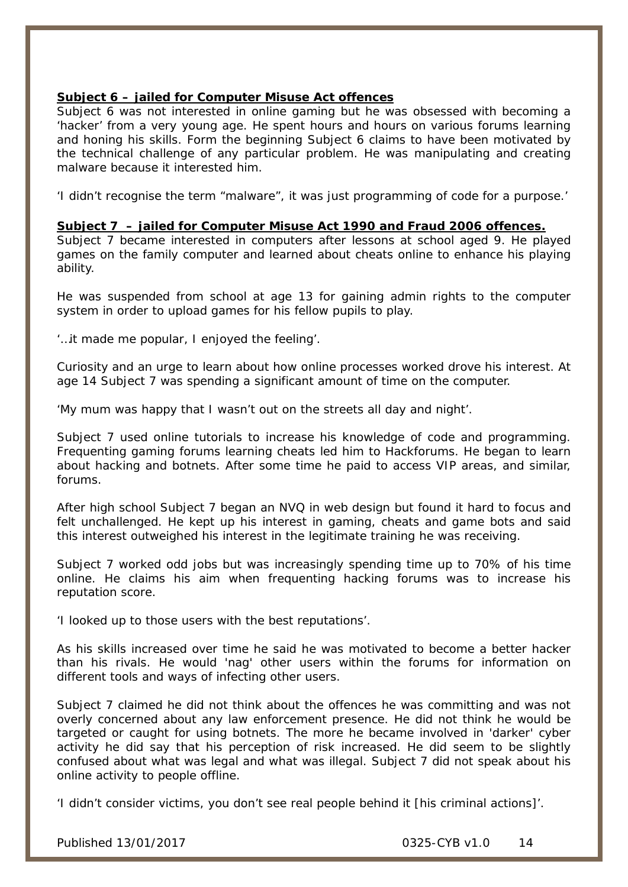**Subject 6 – jailed for Computer Misuse Act offences**

Subject 6 was not interested in online gaming but he was obsessed with becoming a 'hacker' from a very young age. He spent hours and hours on various forums learning and honing his skills. Form the beginning Subject 6 claims to have been motivated by the technical challenge of any particular problem. He was manipulating and creating malware because it interested him.

'I didn't recognise the term "malware", it was just programming of code for a purpose.'

**Subject 7 – jailed for Computer Misuse Act 1990 and Fraud 2006 offences.**

Subject 7 became interested in computers after lessons at school aged 9. He played games on the family computer and learned about cheats online to enhance his playing ability.

He was suspended from school at age 13 for gaining admin rights to the computer system in order to upload games for his fellow pupils to play.

'…it made me popular, I enjoyed the feeling'.

Curiosity and an urge to learn about how online processes worked drove his interest. At age 14 Subject 7 was spending a significant amount of time on the computer.

'My mum was happy that I wasn't out on the streets all day and night'.

Subject 7 used online tutorials to increase his knowledge of code and programming. Frequenting gaming forums learning cheats led him to Hackforums. He began to learn about hacking and botnets. After some time he paid to access VIP areas, and similar, forums.

After high school Subject 7 began an NVQ in web design but found it hard to focus and felt unchallenged. He kept up his interest in gaming, cheats and game bots and said this interest outweighed his interest in the legitimate training he was receiving.

Subject 7 worked odd jobs but was increasingly spending time up to 70% of his time online. He claims his aim when frequenting hacking forums was to increase his reputation score.

'I looked up to those users with the best reputations'.

As his skills increased over time he said he was motivated to become a better hacker than his rivals. He would 'nag' other users within the forums for information on different tools and ways of infecting other users.

Subject 7 claimed he did not think about the offences he was committing and was not overly concerned about any law enforcement presence. He did not think he would be targeted or caught for using botnets. The more he became involved in 'darker' cyber activity he did say that his perception of risk increased. He did seem to be slightly confused about what was legal and what was illegal. Subject 7 did not speak about his online activity to people offline.

'I didn't consider victims, you don't see real people behind it [his criminal actions]'.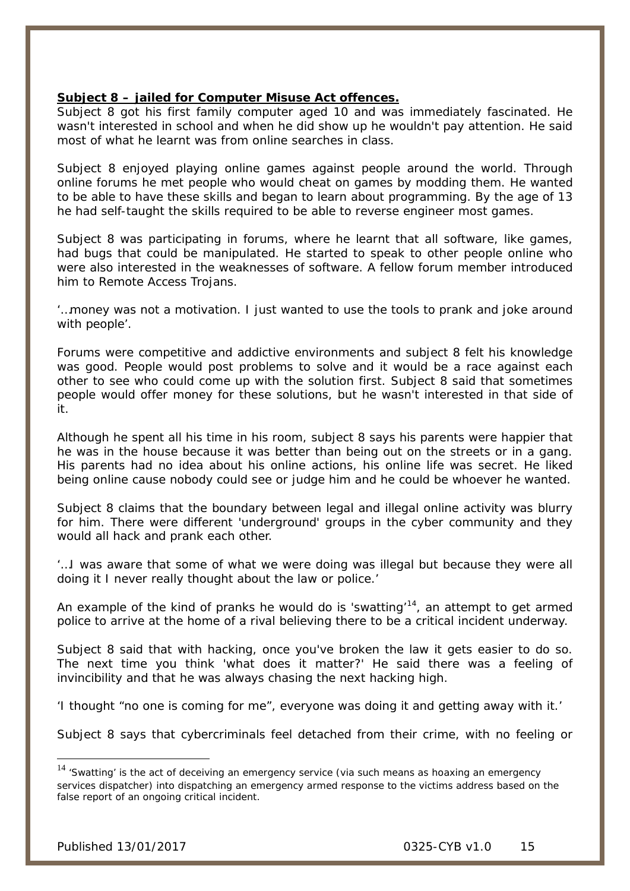**Subject 8 – jailed for Computer Misuse Act offences.**

Subject 8 got his first family computer aged 10 and was immediately fascinated. He wasn't interested in school and when he did show up he wouldn't pay attention. He said most of what he learnt was from online searches in class.

Subject 8 enjoyed playing online games against people around the world. Through online forums he met people who would cheat on games by modding them. He wanted to be able to have these skills and began to learn about programming. By the age of 13 he had self-taught the skills required to be able to reverse engineer most games.

Subject 8 was participating in forums, where he learnt that all software, like games, had bugs that could be manipulated. He started to speak to other people online who were also interested in the weaknesses of software. A fellow forum member introduced him to Remote Access Trojans.

'…money was not a motivation. I just wanted to use the tools to prank and joke around with people'.

Forums were competitive and addictive environments and subject 8 felt his knowledge was good. People would post problems to solve and it would be a race against each other to see who could come up with the solution first. Subject 8 said that sometimes people would offer money for these solutions, but he wasn't interested in that side of it.

Although he spent all his time in his room, subject 8 says his parents were happier that he was in the house because it was better than being out on the streets or in a gang. His parents had no idea about his online actions, his online life was secret. He liked being online cause nobody could see or judge him and he could be whoever he wanted.

Subject 8 claims that the boundary between legal and illegal online activity was blurry for him. There were different 'underground' groups in the cyber community and they would all hack and prank each other.

'…I was aware that some of what we were doing was illegal but because they were all doing it I never really thought about the law or police.'

An example of the kind of pranks he would do is 'swatting'[14], an attempt to get armed police to arrive at the home of a rival believing there to be a critical incident underway.

Subject 8 said that with hacking, once you've broken the law it gets easier to do so. The next time you think 'what does it matter?' He said there was a feeling of invincibility and that he was always chasing the next hacking high.

'I thought "no one is coming for me", everyone was doing it and getting away with it.'

Subject 8 says that cybercriminals feel detached from their crime, with no feeling or

---

[14] 'Swatting' is the act of deceiving an emergency service (via such means as hoaxing an emergency services dispatcher) into dispatching an emergency armed response to the victims address based on the false report of an ongoing critical incident.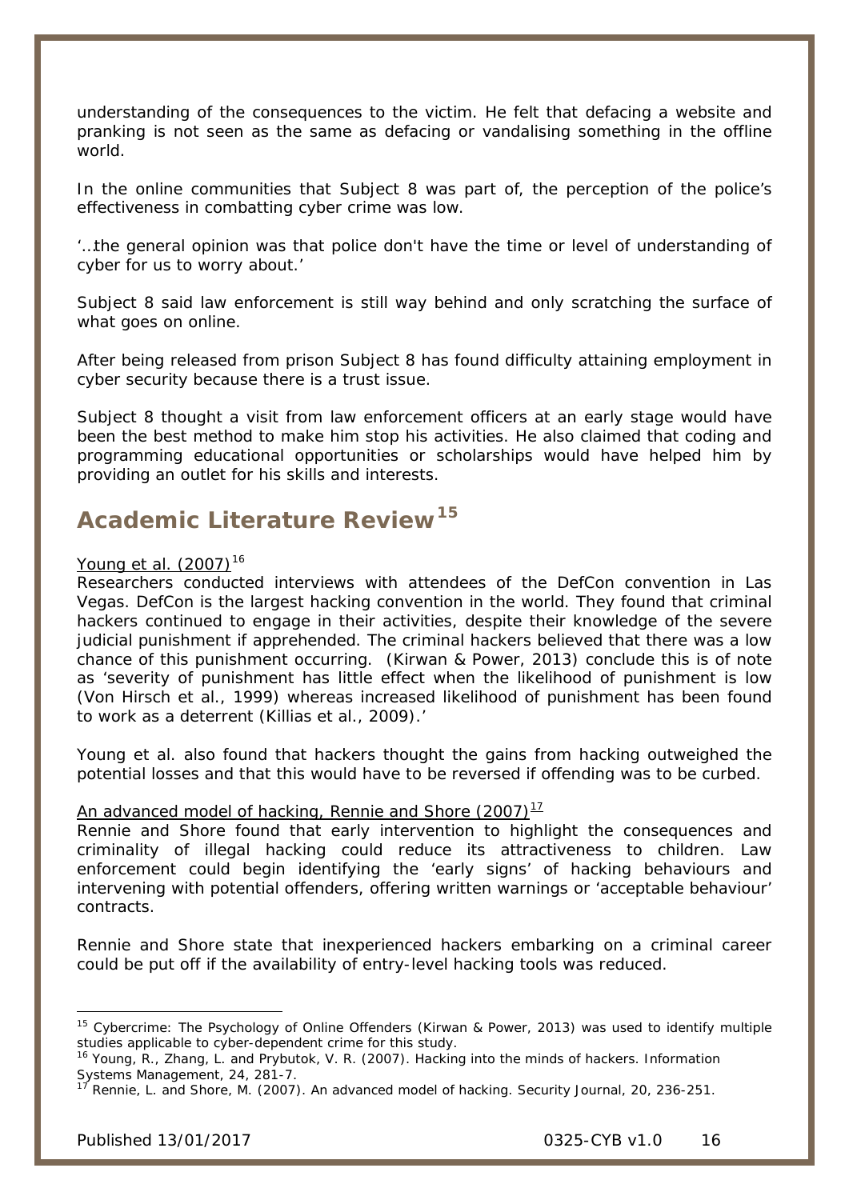understanding of the consequences to the victim. He felt that defacing a website and pranking is not seen as the same as defacing or vandalising something in the offline world.

In the online communities that Subject 8 was part of, the perception of the police's effectiveness in combatting cyber crime was low.

'…the general opinion was that police don't have the time or level of understanding of cyber for us to worry about.'

Subject 8 said law enforcement is still way behind and only scratching the surface of what goes on online.

After being released from prison Subject 8 has found difficulty attaining employment in cyber security because there is a trust issue.

Subject 8 thought a visit from law enforcement officers at an early stage would have been the best method to make him stop his activities. He also claimed that coding and programming educational opportunities or scholarships would have helped him by providing an outlet for his skills and interests.

## Academic Literature Review[15]

Young et al. (2007)[16]

Researchers conducted interviews with attendees of the DefCon convention in Las Vegas. DefCon is the largest hacking convention in the world. They found that criminal hackers continued to engage in their activities, despite their knowledge of the severe judicial punishment if apprehended. The criminal hackers believed that there was a low chance of this punishment occurring. (Kirwan & Power, 2013) conclude this is of note as 'severity of punishment has little effect when the likelihood of punishment is low (Von Hirsch et al., 1999) whereas increased likelihood of punishment has been found to work as a deterrent (Killias et al., 2009).'

Young et al. also found that hackers thought the gains from hacking outweighed the potential losses and that this would have to be reversed if offending was to be curbed.

An advanced model of hacking, Rennie and Shore (2007)[17]

Rennie and Shore found that early intervention to highlight the consequences and criminality of illegal hacking could reduce its attractiveness to children. Law enforcement could begin identifying the 'early signs' of hacking behaviours and intervening with potential offenders, offering written warnings or 'acceptable behaviour' contracts.

Rennie and Shore state that inexperienced hackers embarking on a criminal career could be put off if the availability of entry-level hacking tools was reduced.

---

[15] Cybercrime: The Psychology of Online Offenders (Kirwan & Power, 2013) was used to identify multiple studies applicable to cyber-dependent crime for this study.

[16] Young, R., Zhang, L. and Prybutok, V. R. (2007). Hacking into the minds of hackers. Information Systems Management, 24, 281-7.

[17] Rennie, L. and Shore, M. (2007). An advanced model of hacking. Security Journal, 20, 236-251.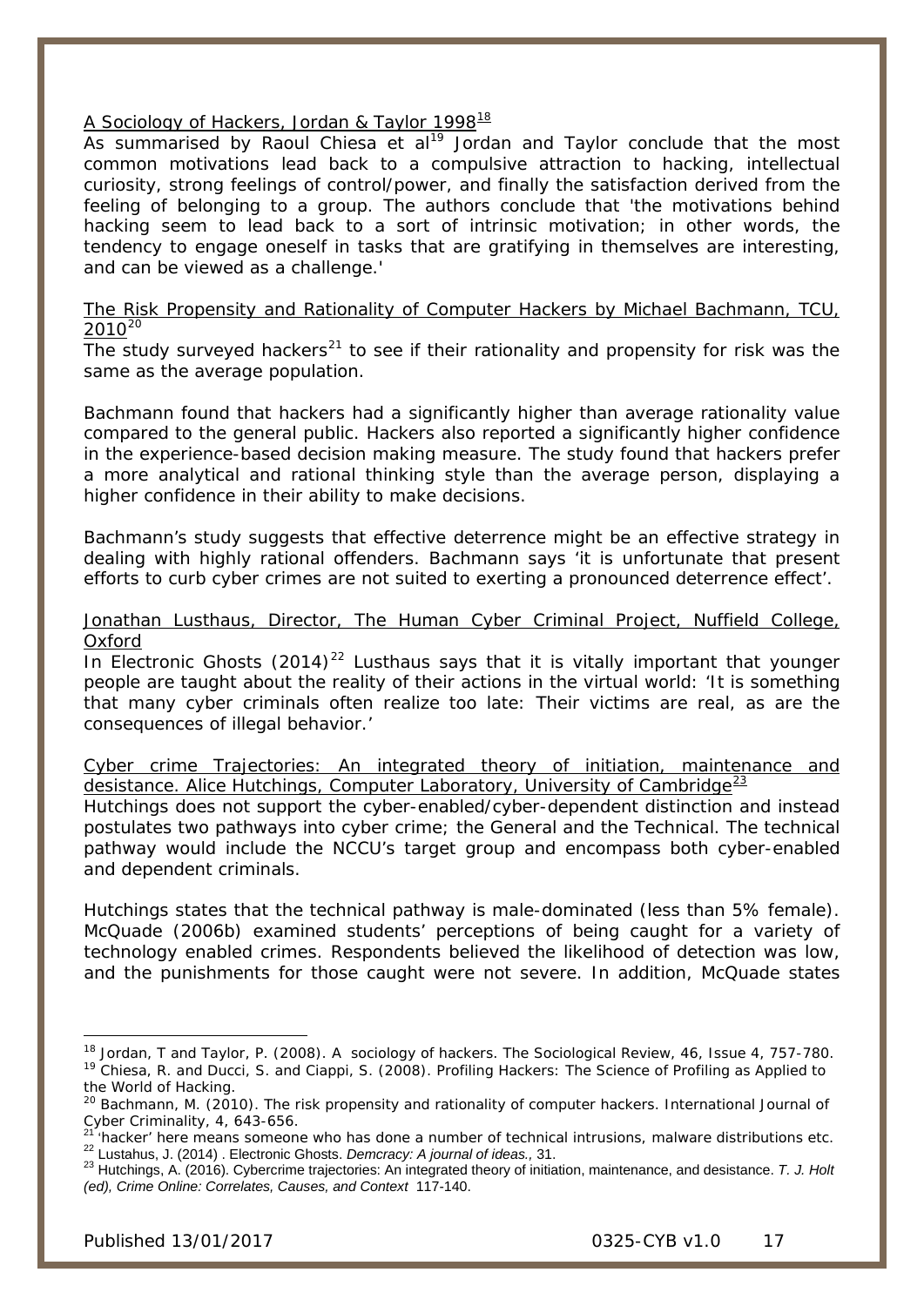A Sociology of Hackers, Jordan & Taylor 1998[18]

As summarised by Raoul Chiesa et al[19] Jordan and Taylor conclude that the most common motivations lead back to a compulsive attraction to hacking, intellectual curiosity, strong feelings of control/power, and finally the satisfaction derived from the feeling of belonging to a group. The authors conclude that 'the motivations behind hacking seem to lead back to a sort of intrinsic motivation; in other words, the tendency to engage oneself in tasks that are gratifying in themselves are interesting, and can be viewed as a challenge.'

The Risk Propensity and Rationality of Computer Hackers by Michael Bachmann, TCU, 2010[20]

The study surveyed hackers[21] to see if their rationality and propensity for risk was the same as the average population.

Bachmann found that hackers had a significantly higher than average rationality value compared to the general public. Hackers also reported a significantly higher confidence in the experience-based decision making measure. The study found that hackers prefer a more analytical and rational thinking style than the average person, displaying a higher confidence in their ability to make decisions.

Bachmann's study suggests that effective deterrence might be an effective strategy in dealing with highly rational offenders. Bachmann says 'it is unfortunate that present efforts to curb cyber crimes are not suited to exerting a pronounced deterrence effect'.

Jonathan Lusthaus, Director, The Human Cyber Criminal Project, Nuffield College, Oxford

In Electronic Ghosts (2014)[22] Lusthaus says that it is vitally important that younger people are taught about the reality of their actions in the virtual world: 'It is something that many cyber criminals often realize too late: Their victims are real, as are the consequences of illegal behavior.'

Cyber crime Trajectories: An integrated theory of initiation, maintenance and desistance. Alice Hutchings, Computer Laboratory, University of Cambridge[23]

Hutchings does not support the cyber-enabled/cyber-dependent distinction and instead postulates two pathways into cyber crime; the General and the Technical. The technical pathway would include the NCCU's target group and encompass both cyber-enabled and dependent criminals.

Hutchings states that the technical pathway is male-dominated (less than 5% female). McQuade (2006b) examined students' perceptions of being caught for a variety of technology enabled crimes. Respondents believed the likelihood of detection was low, and the punishments for those caught were not severe. In addition, McQuade states

---

[18] Jordan, T and Taylor, P. (2008). A sociology of hackers. The Sociological Review, 46, Issue 4, 757-780.

[19] Chiesa, R. and Ducci, S. and Ciappi, S. (2008). Profiling Hackers: The Science of Profiling as Applied to the World of Hacking.

[20] Bachmann, M. (2010). The risk propensity and rationality of computer hackers. International Journal of Cyber Criminality, 4, 643-656.

[21] 'hacker' here means someone who has done a number of technical intrusions, malware distributions etc.

[22] Lustahus, J. (2014) . Electronic Ghosts. *Demcracy: A journal of ideas.*, 31.

[23] Hutchings, A. (2016). Cybercrime trajectories: An integrated theory of initiation, maintenance, and desistance. *T. J. Holt (ed), Crime Online: Correlates, Causes, and Context* 117-140.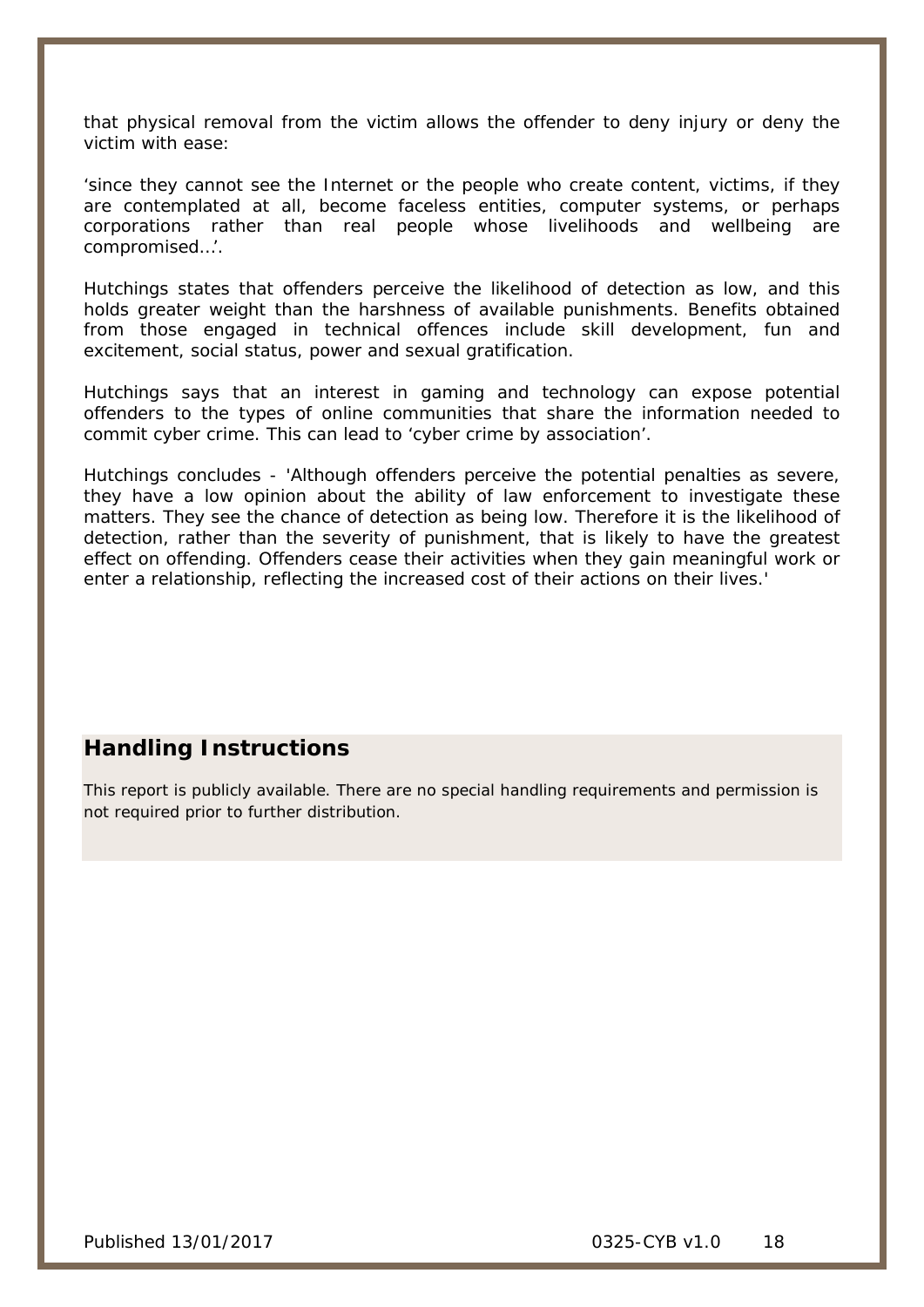that physical removal from the victim allows the offender to deny injury or deny the victim with ease:

'since they cannot see the Internet or the people who create content, victims, if they are contemplated at all, become faceless entities, computer systems, or perhaps corporations rather than real people whose livelihoods and wellbeing are compromised…'.

Hutchings states that offenders perceive the likelihood of detection as low, and this holds greater weight than the harshness of available punishments. Benefits obtained from those engaged in technical offences include skill development, fun and excitement, social status, power and sexual gratification.

Hutchings says that an interest in gaming and technology can expose potential offenders to the types of online communities that share the information needed to commit cyber crime. This can lead to 'cyber crime by association'.

Hutchings concludes - 'Although offenders perceive the potential penalties as severe, they have a low opinion about the ability of law enforcement to investigate these matters. They see the chance of detection as being low. Therefore it is the likelihood of detection, rather than the severity of punishment, that is likely to have the greatest effect on offending. Offenders cease their activities when they gain meaningful work or enter a relationship, reflecting the increased cost of their actions on their lives.'

## Handling Instructions

This report is publicly available. There are no special handling requirements and permission is not required prior to further distribution.